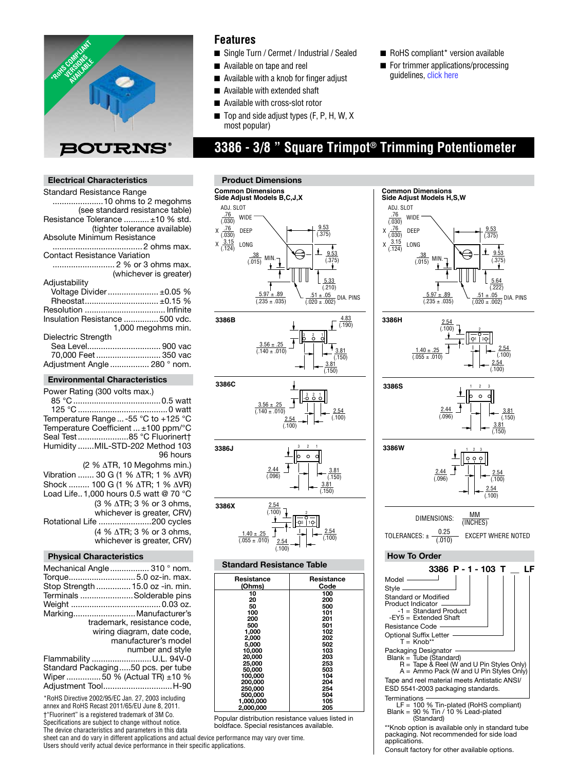*RoHS COMPLIANT VERSIONS AVAILABLE

BOURNS®

## Features

- Single Turn / Cermet / Industrial / Sealed
- Available on tape and reel
- Available with a knob for finger adjust
- Available with extended shaft
- Available with cross-slot rotor
- Top and side adjust types (F, P, H, W, X most popular)
- RoHS compliant* version available
- For trimmer applications/processing guidelines, click here

# 3386 - 3/8 " Square Trimpot® Trimming Potentiometer

## Electrical Characteristics

Standard Resistance Range ......................10 ohms to 2 megohms (see standard resistance table)
Resistance Tolerance ...........±10 % std. (tighter tolerance available)
Absolute Minimum Resistance .......................................2 ohms max.
Contact Resistance Variation ...........................2 % or 3 ohms max. (whichever is greater)
Adjustability
  Voltage Divider......................±0.05 %
  Rheostat................................±0.15 %
Resolution ..................................Infinite
Insulation Resistance ...............500 vdc. 1,000 megohms min.
Dielectric Strength
  Sea Level................................900 vac
  70,000 Feet ............................350 vac
Adjustment Angle .................280 ° nom.

## Environmental Characteristics

Power Rating (300 volts max.)
  85 °C......................................0.5 watt
  125 °C......................................0 watt
Temperature Range...-55 °C to +125 °C
Temperature Coefficient ...±100 ppm/°C
Seal Test......................85 °C Fluorinert†
Humidity .......MIL-STD-202 Method 103 96 hours (2 % ΔTR, 10 Megohms min.)
Vibration ....... 30 G (1 % ΔTR; 1 % ΔVR)
Shock ......... 100 G (1 % ΔTR; 1 % ΔVR)
Load Life.. 1,000 hours 0.5 watt @ 70 °C (3 % ΔTR; 3 % or 3 ohms, whichever is greater, CRV)
Rotational Life .......................200 cycles (4 % ΔTR; 3 % or 3 ohms, whichever is greater, CRV)

## Physical Characteristics

Mechanical Angle.................310 ° nom.
Torque.............................5.0 oz-in. max.
Stop Strength ...............15.0 oz -in. min.
Terminals .......................Solderable pins
Weight .......................................0.03 oz.
Marking...........................Manufacturer's trademark, resistance code, wiring diagram, date code, manufacturer's model number and style
Flammability ..........................U.L. 94V-0
Standard Packaging.....50 pcs. per tube
Wiper ...............50 % (Actual TR) ±10 %
Adjustment Tool.............................H-90

*RoHS Directive 2002/95/EC Jan. 27, 2003 including annex and RoHS Recast 2011/65/EU June 8, 2011.
†"Fluorinert" is a registered trademark of 3M Co.
Specifications are subject to change without notice.
The device characteristics and parameters in this data sheet can and do vary in different applications and actual device performance may vary over time.
Users should verify actual device performance in their specific applications.

## Product Dimensions

**Common Dimensions Side Adjust Models B,C,J,X**

ADJ. SLOT
.76 (.030) WIDE
X .76 (.030) DEEP
X 3.15 (.124) LONG
9.53 (.375)
.38 (.015) MIN.
9.53 (.375)
5.33 (.210)
5.97 ± .89 (.235 ± .035)
.51 ± .05 (.020 ± .002) DIA. PINS

**Common Dimensions Side Adjust Models H,S,W**

ADJ. SLOT
.76 (.030) WIDE
X .76 (.030) DEEP
X 3.15 (.124) LONG
9.53 (.375)
.38 (.015) MIN.
9.53 (.375)
5.64 (.222)
5.97 ± .89 (.235 ± .035)
.51 ± .05 (.020 ± .002) DIA. PINS

**3386B**

4.83 (.190)
3.56 ± .25 (.140 ± .010)
3.81 (.150)
3.81 (.150)

**3386H**

2.54 (.100)
1.40 ± .25 (.055 ± .010)
2.54 (.100)
2.54 (.100)

**3386C**

3.56 ± .25 (.140 ± .010)
2.54 (.100)
2.54 (.100)

**3386S**

2.44 (.096)
3.81 (.150)
3.81 (.150)

**3386J**

2.44 (.096)
3.81 (.150)
3.81 (.150)

**3386W**

2.44 (.096)
2.54 (.100)
2.54 (.100)

**3386X**

2.54 (.100)
1.40 ± .25 (.055 ± .010)
2.54 (.100)
2.54 (.100)

DIMENSIONS: MM (INCHES)

TOLERANCES: ± 0.25 (.010) EXCEPT WHERE NOTED

## Standard Resistance Table

| Resistance (Ohms) | Resistance Code |
|---|---|
| **10** | **100** |
| **20** | **200** |
| **50** | **500** |
| **100** | **101** |
| **200** | **201** |
| **500** | **501** |
| **1,000** | **102** |
| **2,000** | **202** |
| **5,000** | **502** |
| **10,000** | **103** |
| **20,000** | **203** |
| **25,000** | **253** |
| **50,000** | **503** |
| **100,000** | **104** |
| **200,000** | **204** |
| **250,000** | **254** |
| **500,000** | **504** |
| **1,000,000** | **105** |
| **2,000,000** | **205** |

Popular distribution resistance values listed in boldface. Special resistances available.

## How To Order

**3386 P - 1 - 103 T __ LF**

Model
Style
Standard or Modified Product Indicator
  -1 = Standard Product
  -EY5 = Extended Shaft
Resistance Code
Optional Suffix Letter
  T = Knob**
Packaging Designator
  Blank = Tube (Standard)
  R = Tape & Reel (W and U Pin Styles Only)
  A = Ammo Pack (W and U Pin Styles Only)
Tape and reel material meets Antistatic ANSI/ESD 5541-2003 packaging standards.
Terminations
  LF = 100 % Tin-plated (RoHS compliant)
  Blank = 90 % Tin / 10 % Lead-plated (Standard)

**Knob option is available only in standard tube packaging. Not recommended for side load applications.
Consult factory for other available options.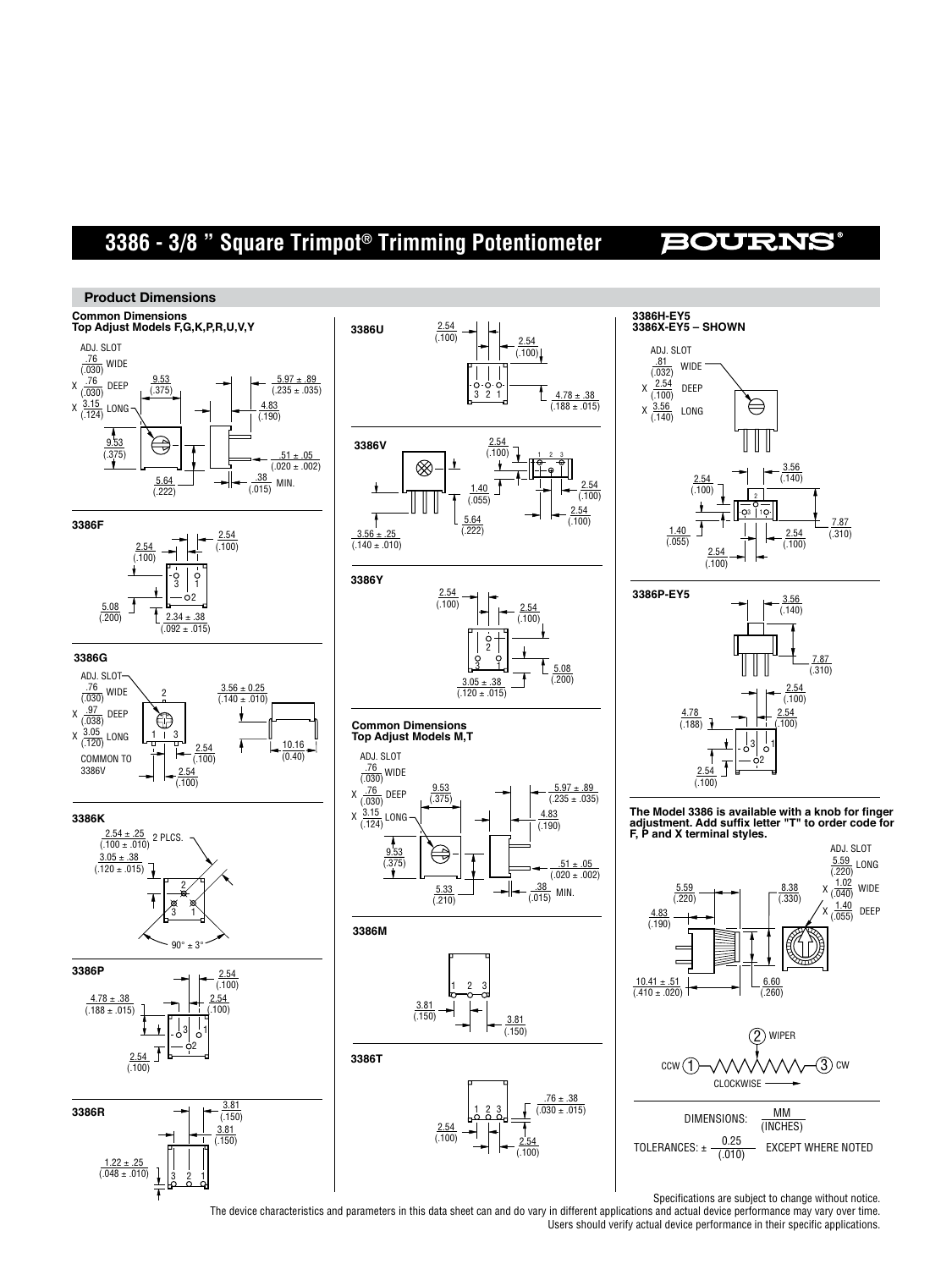# 3386 - 3/8 " Square Trimpot® Trimming Potentiometer

BOURNS®

## Product Dimensions

### Common Dimensions
### Top Adjust Models F,G,K,P,R,U,V,Y

ADJ. SLOT
.76 (.030) WIDE
X .76 (.030) DEEP
X 3.15 (.124) LONG

9.53 (.375)
5.97 ± .89 (.235 ± .035)
4.83 (.190)
9.53 (.375)
.51 ± .05 (.020 ± .002)
5.64 (.222)
.38 (.015) MIN.

### 3386F

2.54 (.100)
2.54 (.100)
3 1
2
5.08 (.200)
2.34 ± .38 (.092 ± .015)

### 3386G

ADJ. SLOT
.76 (.030) WIDE
X .97 (.038) DEEP
X 3.05 (.120) LONG
COMMON TO 3386V
2
1 3
3.56 ± 0.25 (.140 ± .010)
10.16 (0.40)
2.54 (.100)
2.54 (.100)

### 3386K

2.54 ± .25 (.100 ± .010) 2 PLCS.
3.05 ± .38 (.120 ± .015)
2
3 1
90° ± 3°

### 3386P

2.54 (.100)
4.78 ± .38 (.188 ± .015)
2.54 (.100)
3 1
2
2.54 (.100)

### 3386R

3.81 (.150)
3.81 (.150)
1.22 ± .25 (.048 ± .010)
3 2 1

### 3386U

2.54 (.100)
2.54 (.100)
3 2 1
4.78 ± .38 (.188 ± .015)

### 3386V

2.54 (.100)
1 2 3
1.40 (.055)
2.54 (.100)
2.54 (.100)
5.64 (.222)
3.56 ± .25 (.140 ± .010)

### 3386Y

2.54 (.100)
2.54 (.100)
2
3 1
5.08 (.200)
3.05 ± .38 (.120 ± .015)

### Common Dimensions
### Top Adjust Models M,T

ADJ. SLOT
.76 (.030) WIDE
X .76 (.030) DEEP
X 3.15 (.124) LONG

9.53 (.375)
5.97 ± .89 (.235 ± .035)
4.83 (.190)
9.53 (.375)
.51 ± .05 (.020 ± .002)
5.33 (.210)
.38 (.015) MIN.

### 3386M

1 2 3
3.81 (.150)
3.81 (.150)

### 3386T

1 2 3
.76 ± .38 (.030 ± .015)
2.54 (.100)
2.54 (.100)

### 3386H-EY5
### 3386X-EY5 – SHOWN

ADJ. SLOT
.81 (.032) WIDE
X 2.54 (.100) DEEP
X 3.56 (.140) LONG

3.56 (.140)
2.54 (.100)
2
3 1
1.40 (.055)
7.87 (.310)
2.54 (.100)
2.54 (.100)

### 3386P-EY5

3.56 (.140)
7.87 (.310)
2.54 (.100)
2.54 (.100)
4.78 (.188)
3 1
2
2.54 (.100)

**The Model 3386 is available with a knob for finger adjustment. Add suffix letter "T" to order code for F, P and X terminal styles.**

ADJ. SLOT
5.59 (.220) LONG
X 1.02 (.040) WIDE
X 1.40 (.055) DEEP
5.59 (.220)
8.38 (.330)
4.83 (.190)
10.41 ± .51 (.410 ± .020)
6.60 (.260)

(2) WIPER
CCW (1) (3) CW
CLOCKWISE

DIMENSIONS: $\frac{\text{MM}}{\text{(INCHES)}}$

TOLERANCES: ± $\frac{0.25}{(.010)}$ EXCEPT WHERE NOTED

Specifications are subject to change without notice.
The device characteristics and parameters in this data sheet can and do vary in different applications and actual device performance may vary over time.
Users should verify actual device performance in their specific applications.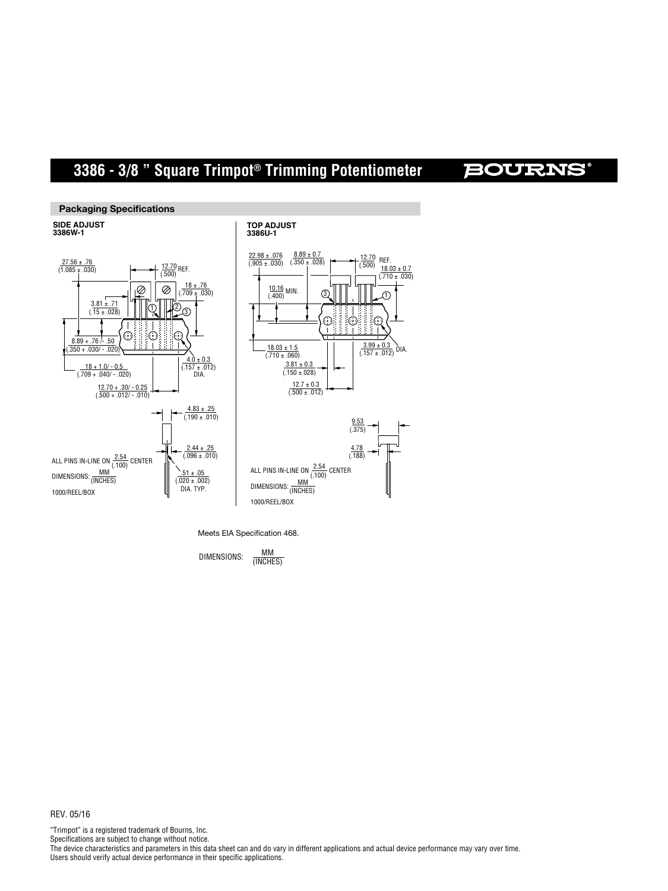# 3386 - 3/8 " Square Trimpot® Trimming Potentiometer

## Packaging Specifications

**SIDE ADJUST**
**3386W-1**

27.56 ± .76 (1.085 ± .030)

12.70 (.500) REF.

18 ± .76 (.709 ± .030)

3.81 ± .71 (.15 ± .028)

8.89 + .76 /- .50 (.350 + .030/ - .020)

18 + 1.0/ - 0.5 (.709 + .040/ - .020)

4.0 ± 0.3 (.157 ± .012) DIA.

12.70 + .30/ - 0.25 (.500 + .012/ - .010)

4.83 ± .25 (.190 ± .010)

2.44 ± .25 (.096 ± .010)

.51 ± .05 (.020 ± .002) DIA. TYP.

ALL PINS IN-LINE ON 2.54 (.100) CENTER

DIMENSIONS: MM (INCHES)

1000/REEL/BOX

**TOP ADJUST**
**3386U-1**

22.98 ± .076 (.905 ± .030)

8.89 ± 0.7 (.350 ± .028)

12.70 (.500) REF.

18.03 ± 0.7 (.710 ± .030)

10.16 (.400) MIN.

18.03 ± 1.5 (.710 ± .060)

3.99 ± 0.3 (.157 ± .012) DIA.

3.81 ± 0.3 (.150 ±.028)

12.7 ± 0.3 (.500 ± .012)

9.53 (.375)

4.78 (.188)

ALL PINS IN-LINE ON 2.54 (.100) CENTER

DIMENSIONS: MM (INCHES)

1000/REEL/BOX

Meets EIA Specification 468.

DIMENSIONS: MM (INCHES)

REV. 05/16

"Trimpot" is a registered trademark of Bourns, Inc.
Specifications are subject to change without notice.
The device characteristics and parameters in this data sheet can and do vary in different applications and actual device performance may vary over time.
Users should verify actual device performance in their specific applications.